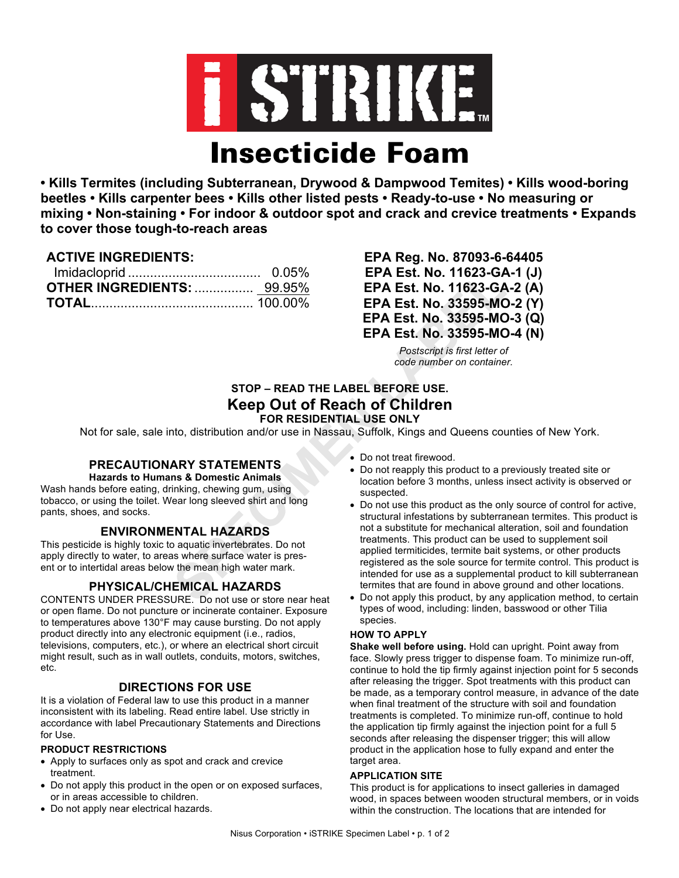# iSTRIKE™

# Insecticide Foam

**• Kills Termites (including Subterranean, Drywood & Dampwood Temites) • Kills wood-boring beetles • Kills carpenter bees • Kills other listed pests • Ready-to-use • No measuring or mixing • Non-staining • For indoor & outdoor spot and crack and crevice treatments • Expands to cover those tough-to-reach areas**

**ACTIVE INGREDIENTS:**

| | |
|---|---|
| Imidacloprid | 0.05% |
| **OTHER INGREDIENTS:** | 99.95% |
| **TOTAL** | 100.00% |

**EPA Reg. No. 87093-6-64405**
**EPA Est. No. 11623-GA-1 (J)**
**EPA Est. No. 11623-GA-2 (A)**
**EPA Est. No. 33595-MO-2 (Y)**
**EPA Est. No. 33595-MO-3 (Q)**
**EPA Est. No. 33595-MO-4 (N)**

*Postscript is first letter of code number on container.*

**STOP – READ THE LABEL BEFORE USE.**

## Keep Out of Reach of Children

**FOR RESIDENTIAL USE ONLY**

Not for sale, sale into, distribution and/or use in Nassau, Suffolk, Kings and Queens counties of New York.

## PRECAUTIONARY STATEMENTS

**Hazards to Humans & Domestic Animals**

Wash hands before eating, drinking, chewing gum, using tobacco, or using the toilet. Wear long sleeved shirt and long pants, shoes, and socks.

## ENVIRONMENTAL HAZARDS

This pesticide is highly toxic to aquatic invertebrates. Do not apply directly to water, to areas where surface water is present or to intertidal areas below the mean high water mark.

## PHYSICAL/CHEMICAL HAZARDS

CONTENTS UNDER PRESSURE. Do not use or store near heat or open flame. Do not puncture or incinerate container. Exposure to temperatures above 130°F may cause bursting. Do not apply product directly into any electronic equipment (i.e., radios, televisions, computers, etc.), or where an electrical short circuit might result, such as in wall outlets, conduits, motors, switches, etc.

## DIRECTIONS FOR USE

It is a violation of Federal law to use this product in a manner inconsistent with its labeling. Read entire label. Use strictly in accordance with label Precautionary Statements and Directions for Use.

### PRODUCT RESTRICTIONS

- Apply to surfaces only as spot and crack and crevice treatment.
- Do not apply this product in the open or on exposed surfaces, or in areas accessible to children.
- Do not apply near electrical hazards.
- Do not treat firewood.
- Do not reapply this product to a previously treated site or location before 3 months, unless insect activity is observed or suspected.
- Do not use this product as the only source of control for active, structural infestations by subterranean termites. This product is not a substitute for mechanical alteration, soil and foundation treatments. This product can be used to supplement soil applied termiticides, termite bait systems, or other products registered as the sole source for termite control. This product is intended for use as a supplemental product to kill subterranean termites that are found in above ground and other locations.
- Do not apply this product, by any application method, to certain types of wood, including: linden, basswood or other Tilia species.

### HOW TO APPLY

**Shake well before using.** Hold can upright. Point away from face. Slowly press trigger to dispense foam. To minimize run-off, continue to hold the tip firmly against injection point for 5 seconds after releasing the trigger. Spot treatments with this product can be made, as a temporary control measure, in advance of the date when final treatment of the structure with soil and foundation treatments is completed. To minimize run-off, continue to hold the application tip firmly against the injection point for a full 5 seconds after releasing the dispenser trigger; this will allow product in the application hose to fully expand and enter the target area.

### APPLICATION SITE

This product is for applications to insect galleries in damaged wood, in spaces between wooden structural members, or in voids within the construction. The locations that are intended for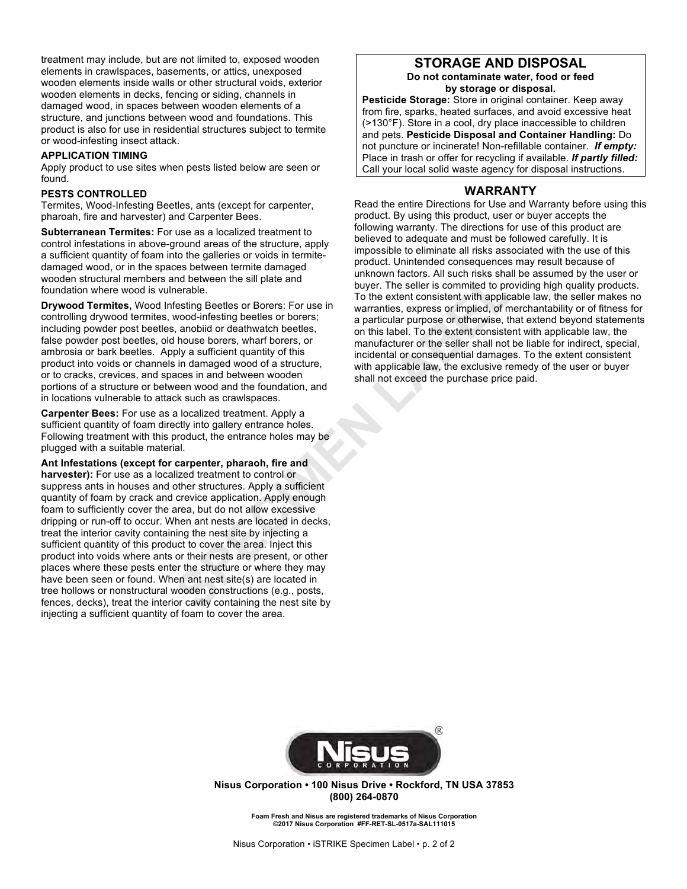treatment may include, but are not limited to, exposed wooden elements in crawlspaces, basements, or attics, unexposed wooden elements inside walls or other structural voids, exterior wooden elements in decks, fencing or siding, channels in damaged wood, in spaces between wooden elements of a structure, and junctions between wood and foundations. This product is also for use in residential structures subject to termite or wood-infesting insect attack.

**APPLICATION TIMING**

Apply product to use sites when pests listed below are seen or found.

**PESTS CONTROLLED**

Termites, Wood-Infesting Beetles, ants (except for carpenter, pharoah, fire and harvester) and Carpenter Bees.

**Subterranean Termites:** For use as a localized treatment to control infestations in above-ground areas of the structure, apply a sufficient quantity of foam into the galleries or voids in termite-damaged wood, or in the spaces between termite damaged wooden structural members and between the sill plate and foundation where wood is vulnerable.

**Drywood Termites,** Wood Infesting Beetles or Borers: For use in controlling drywood termites, wood-infesting beetles or borers; including powder post beetles, anobiid or deathwatch beetles, false powder post beetles, old house borers, wharf borers, or ambrosia or bark beetles. Apply a sufficient quantity of this product into voids or channels in damaged wood of a structure, or to cracks, crevices, and spaces in and between wooden portions of a structure or between wood and the foundation, and in locations vulnerable to attack such as crawlspaces.

**Carpenter Bees:** For use as a localized treatment. Apply a sufficient quantity of foam directly into gallery entrance holes. Following treatment with this product, the entrance holes may be plugged with a suitable material.

**Ant Infestations (except for carpenter, pharaoh, fire and harvester):** For use as a localized treatment to control or suppress ants in houses and other structures. Apply a sufficient quantity of foam by crack and crevice application. Apply enough foam to sufficiently cover the area, but do not allow excessive dripping or run-off to occur. When ant nests are located in decks, treat the interior cavity containing the nest site by injecting a sufficient quantity of this product to cover the area. Inject this product into voids where ants or their nests are present, or other places where these pests enter the structure or where they may have been seen or found. When ant nest site(s) are located in tree hollows or nonstructural wooden constructions (e.g., posts, fences, decks), treat the interior cavity containing the nest site by injecting a sufficient quantity of foam to cover the area.

## STORAGE AND DISPOSAL

**Do not contaminate water, food or feed by storage or disposal.**

**Pesticide Storage:** Store in original container. Keep away from fire, sparks, heated surfaces, and avoid excessive heat (>130°F). Store in a cool, dry place inaccessible to children and pets. **Pesticide Disposal and Container Handling:** Do not puncture or incinerate! Non-refillable container. ***If empty:*** Place in trash or offer for recycling if available. ***If partly filled:*** Call your local solid waste agency for disposal instructions.

## WARRANTY

Read the entire Directions for Use and Warranty before using this product. By using this product, user or buyer accepts the following warranty. The directions for use of this product are believed to adequate and must be followed carefully. It is impossible to eliminate all risks associated with the use of this product. Unintended consequences may result because of unknown factors. All such risks shall be assumed by the user or buyer. The seller is commited to providing high quality products. To the extent consistent with applicable law, the seller makes no warranties, express or implied, of merchantability or of fitness for a particular purpose or otherwise, that extend beyond statements on this label. To the extent consistent with applicable law, the manufacturer or the seller shall not be liable for indirect, special, incidental or consequential damages. To the extent consistent with applicable law, the exclusive remedy of the user or buyer shall not exceed the purchase price paid.

**Nisus Corporation • 100 Nisus Drive • Rockford, TN USA 37853**
**(800) 264-0870**

**Foam Fresh and Nisus are registered trademarks of Nisus Corporation**
**©2017 Nisus Corporation #FF-RET-SL-0517a-SAL111015**